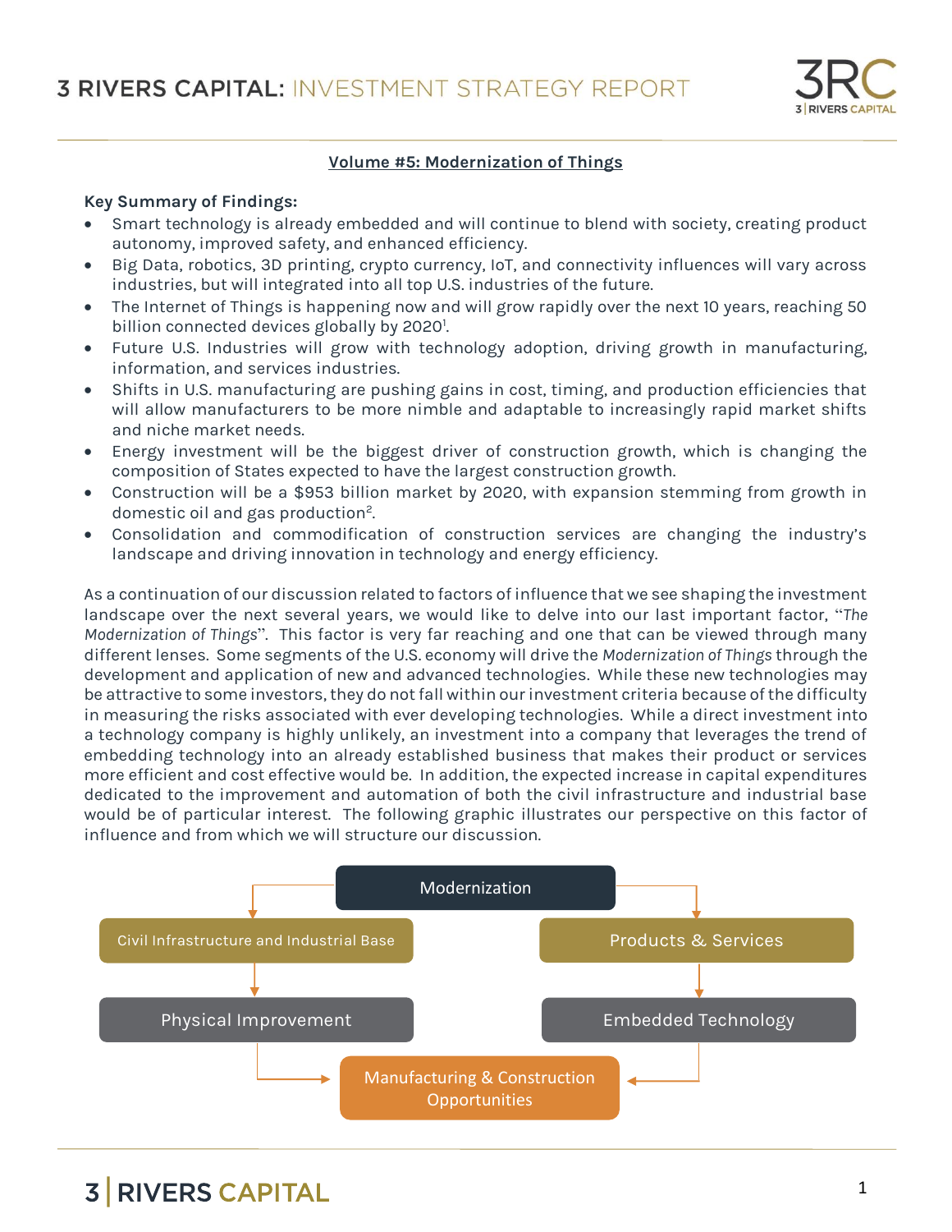# 3 RIVERS CAPITAL: INVESTMENT STRATEGY REPORT

## Volume #5: Modernization of Things

**Key Summary of Findings:**

- Smart technology is already embedded and will continue to blend with society, creating product autonomy, improved safety, and enhanced efficiency.
- Big Data, robotics, 3D printing, crypto currency, IoT, and connectivity influences will vary across industries, but will integrated into all top U.S. industries of the future.
- The Internet of Things is happening now and will grow rapidly over the next 10 years, reaching 50 billion connected devices globally by 2020[1].
- Future U.S. Industries will grow with technology adoption, driving growth in manufacturing, information, and services industries.
- Shifts in U.S. manufacturing are pushing gains in cost, timing, and production efficiencies that will allow manufacturers to be more nimble and adaptable to increasingly rapid market shifts and niche market needs.
- Energy investment will be the biggest driver of construction growth, which is changing the composition of States expected to have the largest construction growth.
- Construction will be a $953 billion market by 2020, with expansion stemming from growth in domestic oil and gas production[2].
- Consolidation and commodification of construction services are changing the industry's landscape and driving innovation in technology and energy efficiency.

As a continuation of our discussion related to factors of influence that we see shaping the investment landscape over the next several years, we would like to delve into our last important factor, "*The Modernization of Things*". This factor is very far reaching and one that can be viewed through many different lenses. Some segments of the U.S. economy will drive the *Modernization of Things* through the development and application of new and advanced technologies. While these new technologies may be attractive to some investors, they do not fall within our investment criteria because of the difficulty in measuring the risks associated with ever developing technologies. While a direct investment into a technology company is highly unlikely, an investment into a company that leverages the trend of embedding technology into an already established business that makes their product or services more efficient and cost effective would be. In addition, the expected increase in capital expenditures dedicated to the improvement and automation of both the civil infrastructure and industrial base would be of particular interest. The following graphic illustrates our perspective on this factor of influence and from which we will structure our discussion.

Modernization
- Civil Infrastructure and Industrial Base → Physical Improvement → Manufacturing & Construction Opportunities
- Products & Services → Embedded Technology → Manufacturing & Construction Opportunities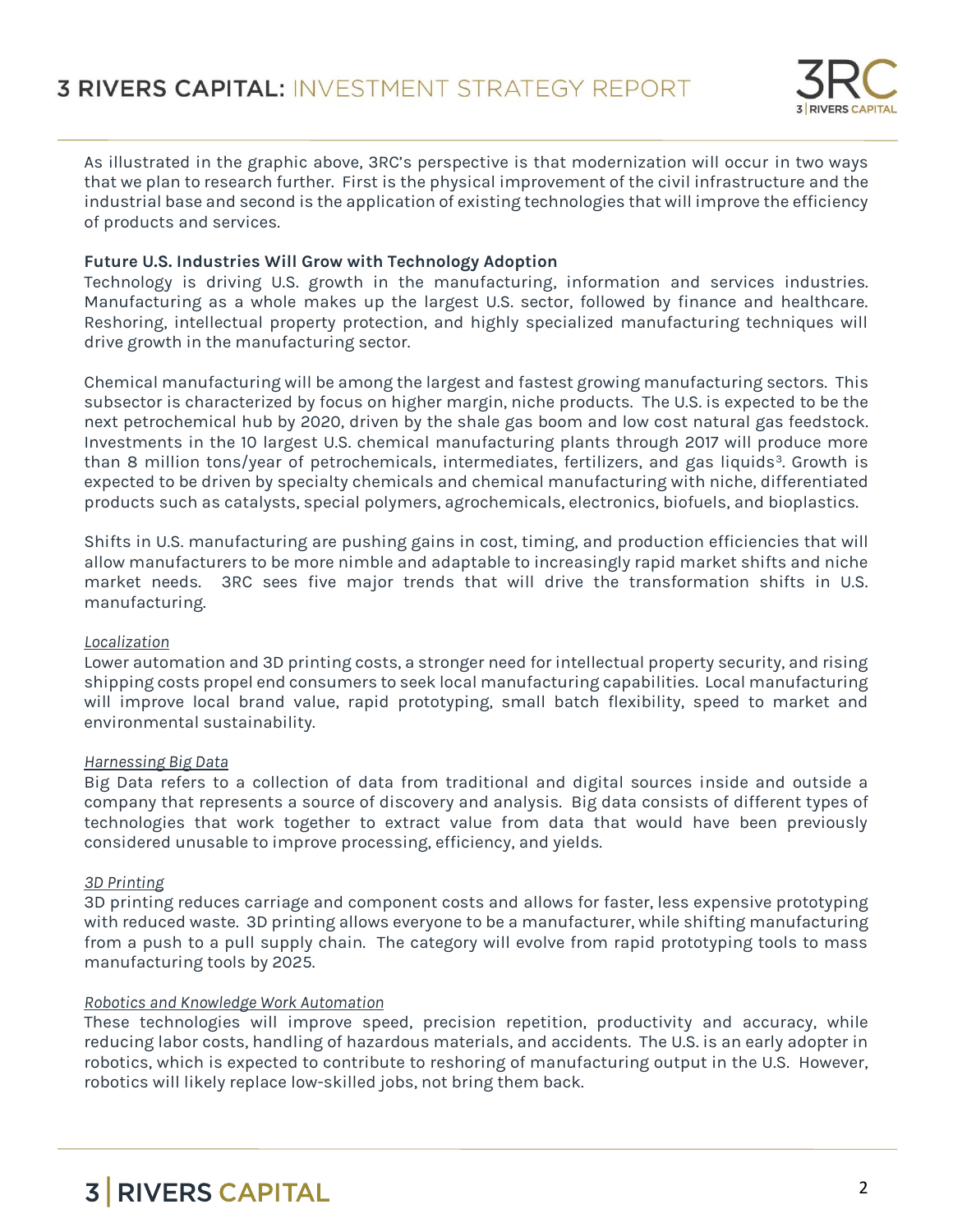As illustrated in the graphic above, 3RC's perspective is that modernization will occur in two ways that we plan to research further. First is the physical improvement of the civil infrastructure and the industrial base and second is the application of existing technologies that will improve the efficiency of products and services.

**Future U.S. Industries Will Grow with Technology Adoption**

Technology is driving U.S. growth in the manufacturing, information and services industries. Manufacturing as a whole makes up the largest U.S. sector, followed by finance and healthcare. Reshoring, intellectual property protection, and highly specialized manufacturing techniques will drive growth in the manufacturing sector.

Chemical manufacturing will be among the largest and fastest growing manufacturing sectors. This subsector is characterized by focus on higher margin, niche products. The U.S. is expected to be the next petrochemical hub by 2020, driven by the shale gas boom and low cost natural gas feedstock. Investments in the 10 largest U.S. chemical manufacturing plants through 2017 will produce more than 8 million tons/year of petrochemicals, intermediates, fertilizers, and gas liquids[3]. Growth is expected to be driven by specialty chemicals and chemical manufacturing with niche, differentiated products such as catalysts, special polymers, agrochemicals, electronics, biofuels, and bioplastics.

Shifts in U.S. manufacturing are pushing gains in cost, timing, and production efficiencies that will allow manufacturers to be more nimble and adaptable to increasingly rapid market shifts and niche market needs. 3RC sees five major trends that will drive the transformation shifts in U.S. manufacturing.

*Localization*

Lower automation and 3D printing costs, a stronger need for intellectual property security, and rising shipping costs propel end consumers to seek local manufacturing capabilities. Local manufacturing will improve local brand value, rapid prototyping, small batch flexibility, speed to market and environmental sustainability.

*Harnessing Big Data*

Big Data refers to a collection of data from traditional and digital sources inside and outside a company that represents a source of discovery and analysis. Big data consists of different types of technologies that work together to extract value from data that would have been previously considered unusable to improve processing, efficiency, and yields.

*3D Printing*

3D printing reduces carriage and component costs and allows for faster, less expensive prototyping with reduced waste. 3D printing allows everyone to be a manufacturer, while shifting manufacturing from a push to a pull supply chain. The category will evolve from rapid prototyping tools to mass manufacturing tools by 2025.

*Robotics and Knowledge Work Automation*

These technologies will improve speed, precision repetition, productivity and accuracy, while reducing labor costs, handling of hazardous materials, and accidents. The U.S. is an early adopter in robotics, which is expected to contribute to reshoring of manufacturing output in the U.S. However, robotics will likely replace low-skilled jobs, not bring them back.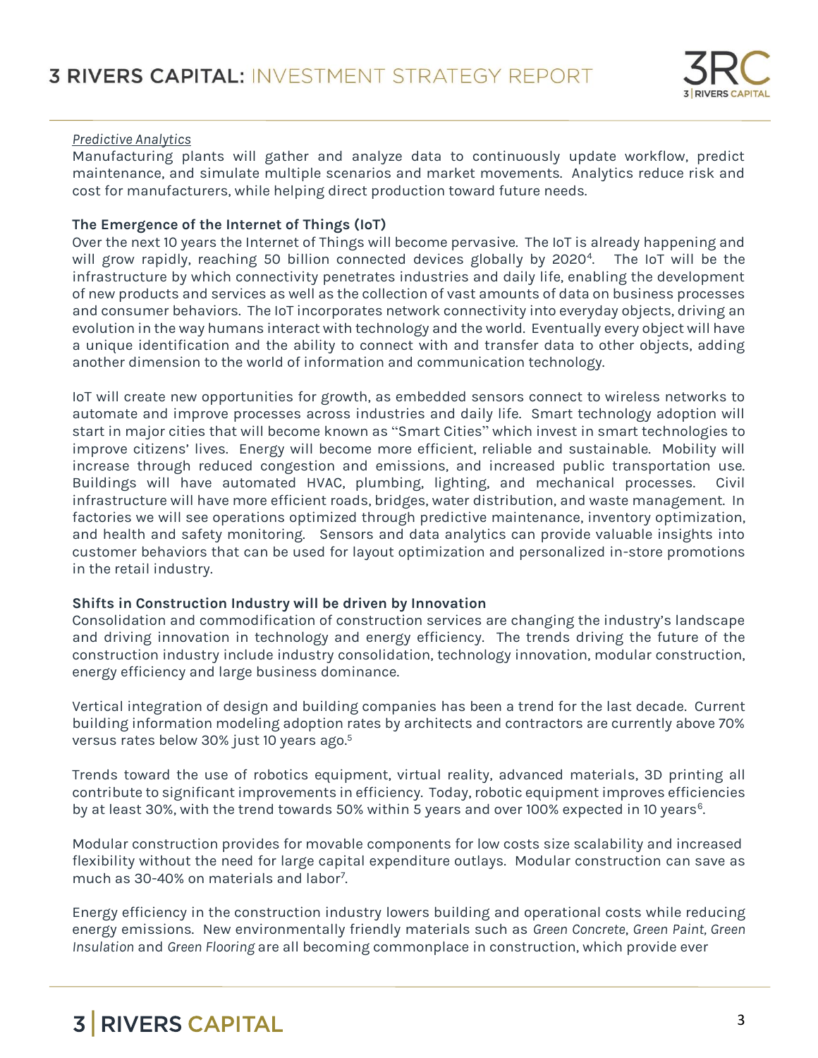*Predictive Analytics*

Manufacturing plants will gather and analyze data to continuously update workflow, predict maintenance, and simulate multiple scenarios and market movements. Analytics reduce risk and cost for manufacturers, while helping direct production toward future needs.

**The Emergence of the Internet of Things (IoT)**

Over the next 10 years the Internet of Things will become pervasive. The IoT is already happening and will grow rapidly, reaching 50 billion connected devices globally by 2020[4]. The IoT will be the infrastructure by which connectivity penetrates industries and daily life, enabling the development of new products and services as well as the collection of vast amounts of data on business processes and consumer behaviors. The IoT incorporates network connectivity into everyday objects, driving an evolution in the way humans interact with technology and the world. Eventually every object will have a unique identification and the ability to connect with and transfer data to other objects, adding another dimension to the world of information and communication technology.

IoT will create new opportunities for growth, as embedded sensors connect to wireless networks to automate and improve processes across industries and daily life. Smart technology adoption will start in major cities that will become known as "Smart Cities" which invest in smart technologies to improve citizens' lives. Energy will become more efficient, reliable and sustainable. Mobility will increase through reduced congestion and emissions, and increased public transportation use. Buildings will have automated HVAC, plumbing, lighting, and mechanical processes. Civil infrastructure will have more efficient roads, bridges, water distribution, and waste management. In factories we will see operations optimized through predictive maintenance, inventory optimization, and health and safety monitoring. Sensors and data analytics can provide valuable insights into customer behaviors that can be used for layout optimization and personalized in-store promotions in the retail industry.

**Shifts in Construction Industry will be driven by Innovation**

Consolidation and commodification of construction services are changing the industry's landscape and driving innovation in technology and energy efficiency. The trends driving the future of the construction industry include industry consolidation, technology innovation, modular construction, energy efficiency and large business dominance.

Vertical integration of design and building companies has been a trend for the last decade. Current building information modeling adoption rates by architects and contractors are currently above 70% versus rates below 30% just 10 years ago.[5]

Trends toward the use of robotics equipment, virtual reality, advanced materials, 3D printing all contribute to significant improvements in efficiency. Today, robotic equipment improves efficiencies by at least 30%, with the trend towards 50% within 5 years and over 100% expected in 10 years[6].

Modular construction provides for movable components for low costs size scalability and increased flexibility without the need for large capital expenditure outlays. Modular construction can save as much as 30-40% on materials and labor[7].

Energy efficiency in the construction industry lowers building and operational costs while reducing energy emissions. New environmentally friendly materials such as *Green Concrete*, *Green Paint*, *Green Insulation* and *Green Flooring* are all becoming commonplace in construction, which provide ever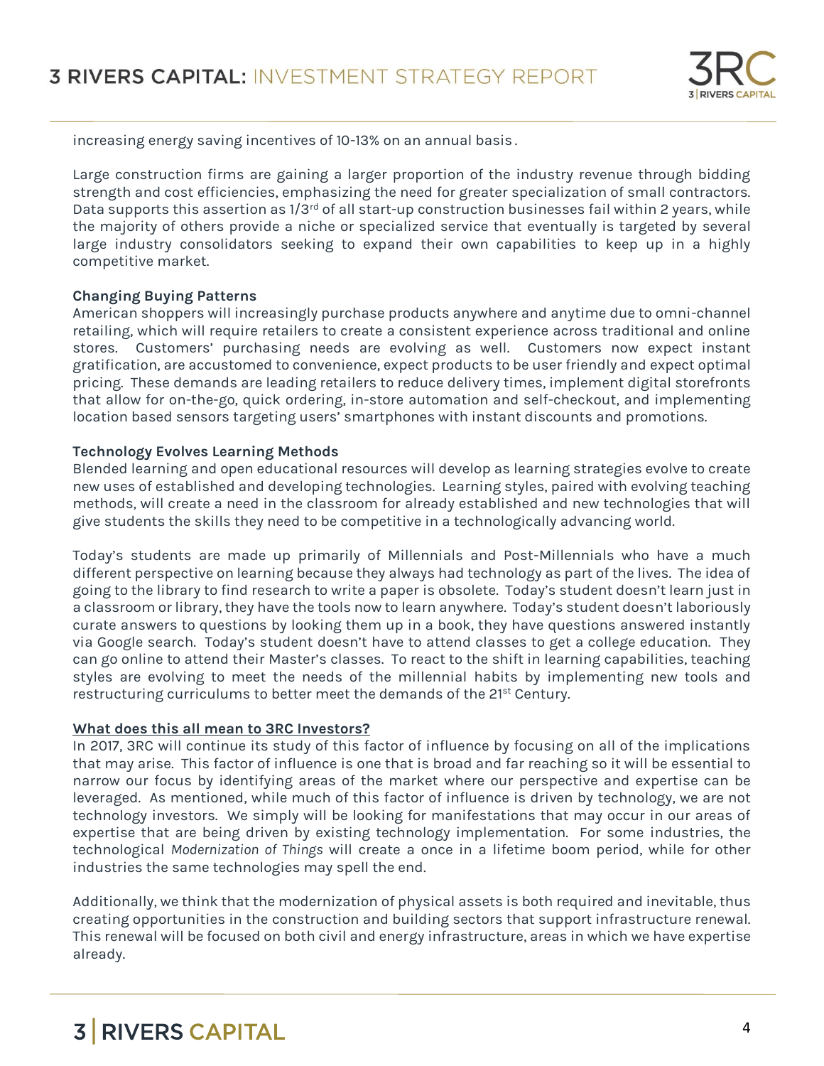increasing energy saving incentives of 10-13% on an annual basis.

Large construction firms are gaining a larger proportion of the industry revenue through bidding strength and cost efficiencies, emphasizing the need for greater specialization of small contractors. Data supports this assertion as 1/3rd of all start-up construction businesses fail within 2 years, while the majority of others provide a niche or specialized service that eventually is targeted by several large industry consolidators seeking to expand their own capabilities to keep up in a highly competitive market.

**Changing Buying Patterns**

American shoppers will increasingly purchase products anywhere and anytime due to omni-channel retailing, which will require retailers to create a consistent experience across traditional and online stores. Customers' purchasing needs are evolving as well. Customers now expect instant gratification, are accustomed to convenience, expect products to be user friendly and expect optimal pricing. These demands are leading retailers to reduce delivery times, implement digital storefronts that allow for on-the-go, quick ordering, in-store automation and self-checkout, and implementing location based sensors targeting users' smartphones with instant discounts and promotions.

**Technology Evolves Learning Methods**

Blended learning and open educational resources will develop as learning strategies evolve to create new uses of established and developing technologies. Learning styles, paired with evolving teaching methods, will create a need in the classroom for already established and new technologies that will give students the skills they need to be competitive in a technologically advancing world.

Today's students are made up primarily of Millennials and Post-Millennials who have a much different perspective on learning because they always had technology as part of the lives. The idea of going to the library to find research to write a paper is obsolete. Today's student doesn't learn just in a classroom or library, they have the tools now to learn anywhere. Today's student doesn't laboriously curate answers to questions by looking them up in a book, they have questions answered instantly via Google search. Today's student doesn't have to attend classes to get a college education. They can go online to attend their Master's classes. To react to the shift in learning capabilities, teaching styles are evolving to meet the needs of the millennial habits by implementing new tools and restructuring curriculums to better meet the demands of the 21st Century.

**What does this all mean to 3RC Investors?**

In 2017, 3RC will continue its study of this factor of influence by focusing on all of the implications that may arise. This factor of influence is one that is broad and far reaching so it will be essential to narrow our focus by identifying areas of the market where our perspective and expertise can be leveraged. As mentioned, while much of this factor of influence is driven by technology, we are not technology investors. We simply will be looking for manifestations that may occur in our areas of expertise that are being driven by existing technology implementation. For some industries, the technological *Modernization of Things* will create a once in a lifetime boom period, while for other industries the same technologies may spell the end.

Additionally, we think that the modernization of physical assets is both required and inevitable, thus creating opportunities in the construction and building sectors that support infrastructure renewal. This renewal will be focused on both civil and energy infrastructure, areas in which we have expertise already.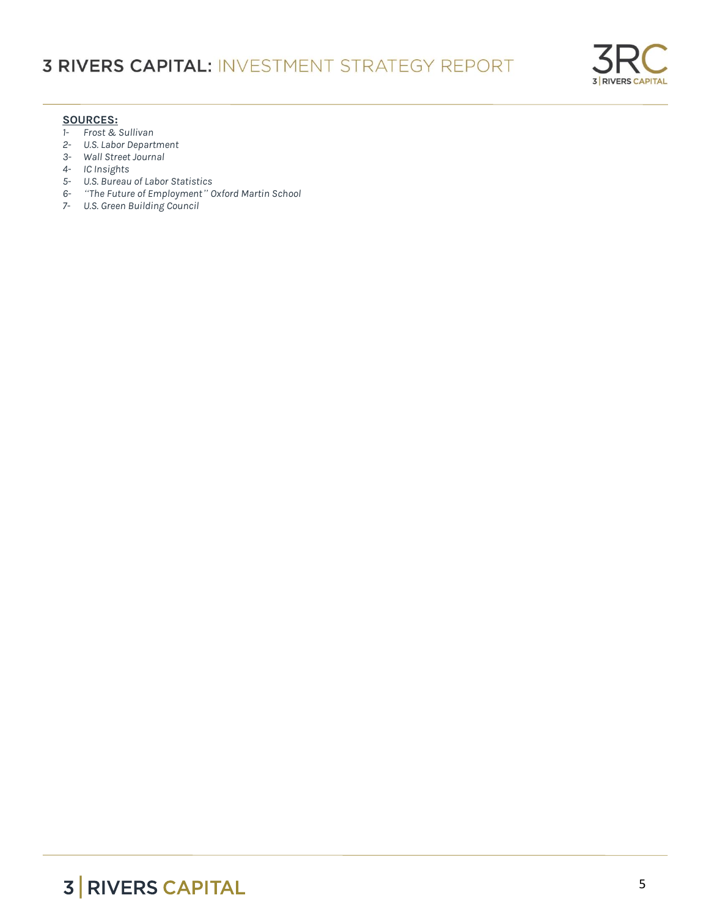**SOURCES:**

1- *Frost & Sullivan*
2- *U.S. Labor Department*
3- *Wall Street Journal*
4- *IC Insights*
5- *U.S. Bureau of Labor Statistics*
6- *"The Future of Employment" Oxford Martin School*
7- *U.S. Green Building Council*